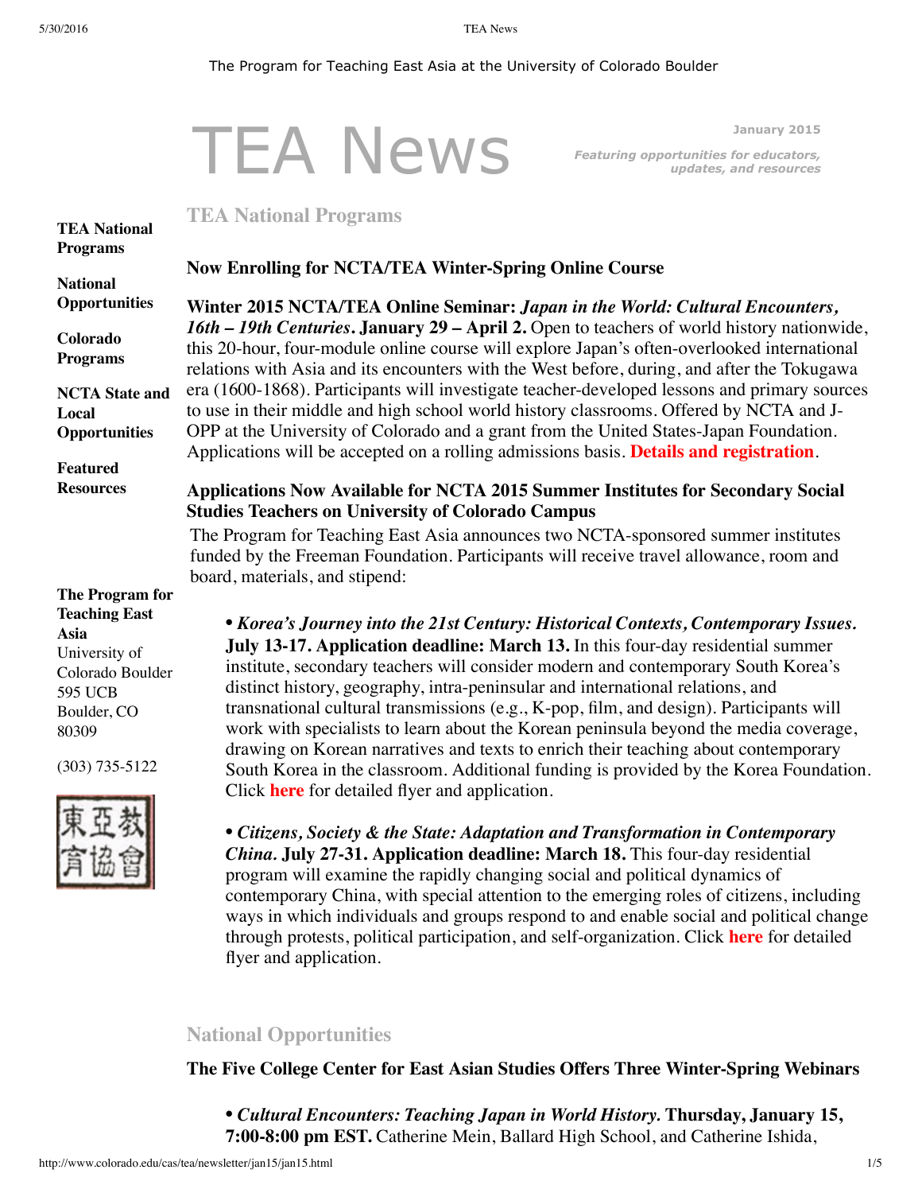The Program for Teaching East Asia at the University of Colorado Boulder

# TEA News

January 2015

*Featuring opportunities for educators, updates, and resources*

**TEA National Programs**

**National Opportunities**

**Colorado Programs**

**NCTA State and Local Opportunities**

**Featured Resources**

**The Program for Teaching East Asia**
University of Colorado Boulder
595 UCB
Boulder, CO
80309

(303) 735-5122

東亞教育協會

## TEA National Programs

### Now Enrolling for NCTA/TEA Winter-Spring Online Course

**Winter 2015 NCTA/TEA Online Seminar:** ***Japan in the World: Cultural Encounters, 16th – 19th Centuries*****. January 29 – April 2.** Open to teachers of world history nationwide, this 20-hour, four-module online course will explore Japan's often-overlooked international relations with Asia and its encounters with the West before, during, and after the Tokugawa era (1600-1868). Participants will investigate teacher-developed lessons and primary sources to use in their middle and high school world history classrooms. Offered by NCTA and J-OPP at the University of Colorado and a grant from the United States-Japan Foundation. Applications will be accepted on a rolling admissions basis. **Details and registration**.

### Applications Now Available for NCTA 2015 Summer Institutes for Secondary Social Studies Teachers on University of Colorado Campus

The Program for Teaching East Asia announces two NCTA-sponsored summer institutes funded by the Freeman Foundation. Participants will receive travel allowance, room and board, materials, and stipend:

- ***Korea's Journey into the 21st Century: Historical Contexts, Contemporary Issues.*** **July 13-17. Application deadline: March 13.** In this four-day residential summer institute, secondary teachers will consider modern and contemporary South Korea's distinct history, geography, intra-peninsular and international relations, and transnational cultural transmissions (e.g., K-pop, film, and design). Participants will work with specialists to learn about the Korean peninsula beyond the media coverage, drawing on Korean narratives and texts to enrich their teaching about contemporary South Korea in the classroom. Additional funding is provided by the Korea Foundation. Click **here** for detailed flyer and application.

- ***Citizens, Society & the State: Adaptation and Transformation in Contemporary China.*** **July 27-31. Application deadline: March 18.** This four-day residential program will examine the rapidly changing social and political dynamics of contemporary China, with special attention to the emerging roles of citizens, including ways in which individuals and groups respond to and enable social and political change through protests, political participation, and self-organization. Click **here** for detailed flyer and application.

## National Opportunities

### The Five College Center for East Asian Studies Offers Three Winter-Spring Webinars

- ***Cultural Encounters: Teaching Japan in World History.*** **Thursday, January 15, 7:00-8:00 pm EST.** Catherine Mein, Ballard High School, and Catherine Ishida,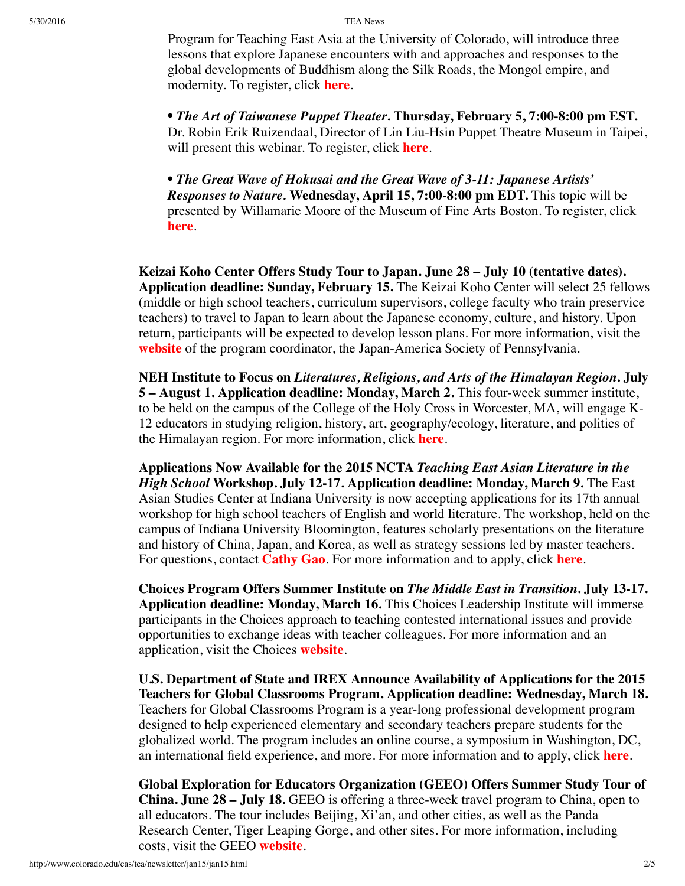Program for Teaching East Asia at the University of Colorado, will introduce three lessons that explore Japanese encounters with and approaches and responses to the global developments of Buddhism along the Silk Roads, the Mongol empire, and modernity. To register, click **here**.

• ***The Art of Taiwanese Puppet Theater*. Thursday, February 5, 7:00-8:00 pm EST.** Dr. Robin Erik Ruizendaal, Director of Lin Liu-Hsin Puppet Theatre Museum in Taipei, will present this webinar. To register, click **here**.

• ***The Great Wave of Hokusai and the Great Wave of 3-11: Japanese Artists' Responses to Nature*. Wednesday, April 15, 7:00-8:00 pm EDT.** This topic will be presented by Willamarie Moore of the Museum of Fine Arts Boston. To register, click **here**.

**Keizai Koho Center Offers Study Tour to Japan. June 28 – July 10 (tentative dates). Application deadline: Sunday, February 15.** The Keizai Koho Center will select 25 fellows (middle or high school teachers, curriculum supervisors, college faculty who train preservice teachers) to travel to Japan to learn about the Japanese economy, culture, and history. Upon return, participants will be expected to develop lesson plans. For more information, visit the **website** of the program coordinator, the Japan-America Society of Pennsylvania.

**NEH Institute to Focus on *Literatures, Religions, and Arts of the Himalayan Region*. July 5 – August 1. Application deadline: Monday, March 2.** This four-week summer institute, to be held on the campus of the College of the Holy Cross in Worcester, MA, will engage K-12 educators in studying religion, history, art, geography/ecology, literature, and politics of the Himalayan region. For more information, click **here**.

**Applications Now Available for the 2015 NCTA *Teaching East Asian Literature in the High School* Workshop. July 12-17. Application deadline: Monday, March 9.** The East Asian Studies Center at Indiana University is now accepting applications for its 17th annual workshop for high school teachers of English and world literature. The workshop, held on the campus of Indiana University Bloomington, features scholarly presentations on the literature and history of China, Japan, and Korea, as well as strategy sessions led by master teachers. For questions, contact **Cathy Gao**. For more information and to apply, click **here**.

**Choices Program Offers Summer Institute on *The Middle East in Transition*. July 13-17. Application deadline: Monday, March 16.** This Choices Leadership Institute will immerse participants in the Choices approach to teaching contested international issues and provide opportunities to exchange ideas with teacher colleagues. For more information and an application, visit the Choices **website**.

**U.S. Department of State and IREX Announce Availability of Applications for the 2015 Teachers for Global Classrooms Program. Application deadline: Wednesday, March 18.** Teachers for Global Classrooms Program is a year-long professional development program designed to help experienced elementary and secondary teachers prepare students for the globalized world. The program includes an online course, a symposium in Washington, DC, an international field experience, and more. For more information and to apply, click **here**.

**Global Exploration for Educators Organization (GEEO) Offers Summer Study Tour of China. June 28 – July 18.** GEEO is offering a three-week travel program to China, open to all educators. The tour includes Beijing, Xi'an, and other cities, as well as the Panda Research Center, Tiger Leaping Gorge, and other sites. For more information, including costs, visit the GEEO **website**.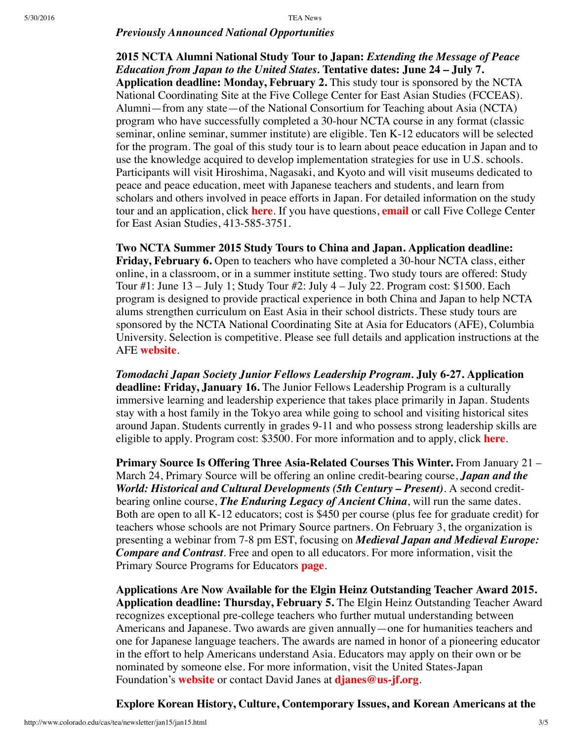*Previously Announced National Opportunities*

**2015 NCTA Alumni National Study Tour to Japan: *Extending the Message of Peace Education from Japan to the United States*. Tentative dates: June 24 – July 7. Application deadline: Monday, February 2.** This study tour is sponsored by the NCTA National Coordinating Site at the Five College Center for East Asian Studies (FCCEAS). Alumni—from any state—of the National Consortium for Teaching about Asia (NCTA) program who have successfully completed a 30-hour NCTA course in any format (classic seminar, online seminar, summer institute) are eligible. Ten K-12 educators will be selected for the program. The goal of this study tour is to learn about peace education in Japan and to use the knowledge acquired to develop implementation strategies for use in U.S. schools. Participants will visit Hiroshima, Nagasaki, and Kyoto and will visit museums dedicated to peace and peace education, meet with Japanese teachers and students, and learn from scholars and others involved in peace efforts in Japan. For detailed information on the study tour and an application, click **here**. If you have questions, **email** or call Five College Center for East Asian Studies, 413-585-3751.

**Two NCTA Summer 2015 Study Tours to China and Japan. Application deadline: Friday, February 6.** Open to teachers who have completed a 30-hour NCTA class, either online, in a classroom, or in a summer institute setting. Two study tours are offered: Study Tour #1: June 13 – July 1; Study Tour #2: July 4 – July 22. Program cost: $1500. Each program is designed to provide practical experience in both China and Japan to help NCTA alums strengthen curriculum on East Asia in their school districts. These study tours are sponsored by the NCTA National Coordinating Site at Asia for Educators (AFE), Columbia University. Selection is competitive. Please see full details and application instructions at the AFE **website**.

***Tomodachi Japan Society Junior Fellows Leadership Program*. July 6-27. Application deadline: Friday, January 16.** The Junior Fellows Leadership Program is a culturally immersive learning and leadership experience that takes place primarily in Japan. Students stay with a host family in the Tokyo area while going to school and visiting historical sites around Japan. Students currently in grades 9-11 and who possess strong leadership skills are eligible to apply. Program cost: $3500. For more information and to apply, click **here**.

**Primary Source Is Offering Three Asia-Related Courses This Winter.** From January 21 – March 24, Primary Source will be offering an online credit-bearing course, ***Japan and the World: Historical and Cultural Developments (5th Century – Present)***. A second credit-bearing online course, ***The Enduring Legacy of Ancient China***, will run the same dates. Both are open to all K-12 educators; cost is $450 per course (plus fee for graduate credit) for teachers whose schools are not Primary Source partners. On February 3, the organization is presenting a webinar from 7-8 pm EST, focusing on ***Medieval Japan and Medieval Europe: Compare and Contrast***. Free and open to all educators. For more information, visit the Primary Source Programs for Educators **page**.

**Applications Are Now Available for the Elgin Heinz Outstanding Teacher Award 2015. Application deadline: Thursday, February 5.** The Elgin Heinz Outstanding Teacher Award recognizes exceptional pre-college teachers who further mutual understanding between Americans and Japanese. Two awards are given annually—one for humanities teachers and one for Japanese language teachers. The awards are named in honor of a pioneering educator in the effort to help Americans understand Asia. Educators may apply on their own or be nominated by someone else. For more information, visit the United States-Japan Foundation's **website** or contact David Janes at **djanes@us-jf.org**.

**Explore Korean History, Culture, Contemporary Issues, and Korean Americans at the**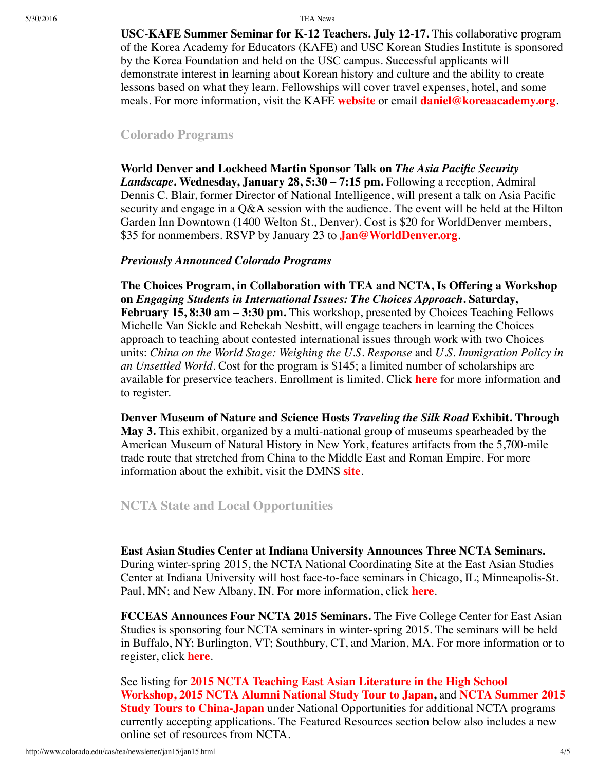**USC-KAFE Summer Seminar for K-12 Teachers. July 12-17.** This collaborative program of the Korea Academy for Educators (KAFE) and USC Korean Studies Institute is sponsored by the Korea Foundation and held on the USC campus. Successful applicants will demonstrate interest in learning about Korean history and culture and the ability to create lessons based on what they learn. Fellowships will cover travel expenses, hotel, and some meals. For more information, visit the KAFE **website** or email **daniel@koreaacademy.org**.

## Colorado Programs

**World Denver and Lockheed Martin Sponsor Talk on *The Asia Pacific Security Landscape*. Wednesday, January 28, 5:30 – 7:15 pm.** Following a reception, Admiral Dennis C. Blair, former Director of National Intelligence, will present a talk on Asia Pacific security and engage in a Q&A session with the audience. The event will be held at the Hilton Garden Inn Downtown (1400 Welton St., Denver). Cost is $20 for WorldDenver members, $35 for nonmembers. RSVP by January 23 to **Jan@WorldDenver.org**.

***Previously Announced Colorado Programs***

**The Choices Program, in Collaboration with TEA and NCTA, Is Offering a Workshop on *Engaging Students in International Issues: The Choices Approach*. Saturday, February 15, 8:30 am – 3:30 pm.** This workshop, presented by Choices Teaching Fellows Michelle Van Sickle and Rebekah Nesbitt, will engage teachers in learning the Choices approach to teaching about contested international issues through work with two Choices units: *China on the World Stage: Weighing the U.S. Response* and *U.S. Immigration Policy in an Unsettled World*. Cost for the program is $145; a limited number of scholarships are available for preservice teachers. Enrollment is limited. Click **here** for more information and to register.

**Denver Museum of Nature and Science Hosts *Traveling the Silk Road* Exhibit. Through May 3.** This exhibit, organized by a multi-national group of museums spearheaded by the American Museum of Natural History in New York, features artifacts from the 5,700-mile trade route that stretched from China to the Middle East and Roman Empire. For more information about the exhibit, visit the DMNS **site**.

## NCTA State and Local Opportunities

**East Asian Studies Center at Indiana University Announces Three NCTA Seminars.** During winter-spring 2015, the NCTA National Coordinating Site at the East Asian Studies Center at Indiana University will host face-to-face seminars in Chicago, IL; Minneapolis-St. Paul, MN; and New Albany, IN. For more information, click **here**.

**FCCEAS Announces Four NCTA 2015 Seminars.** The Five College Center for East Asian Studies is sponsoring four NCTA seminars in winter-spring 2015. The seminars will be held in Buffalo, NY; Burlington, VT; Southbury, CT, and Marion, MA. For more information or to register, click **here**.

See listing for **2015 NCTA Teaching East Asian Literature in the High School Workshop, 2015 NCTA Alumni National Study Tour to Japan,** and **NCTA Summer 2015 Study Tours to China-Japan** under National Opportunities for additional NCTA programs currently accepting applications. The Featured Resources section below also includes a new online set of resources from NCTA.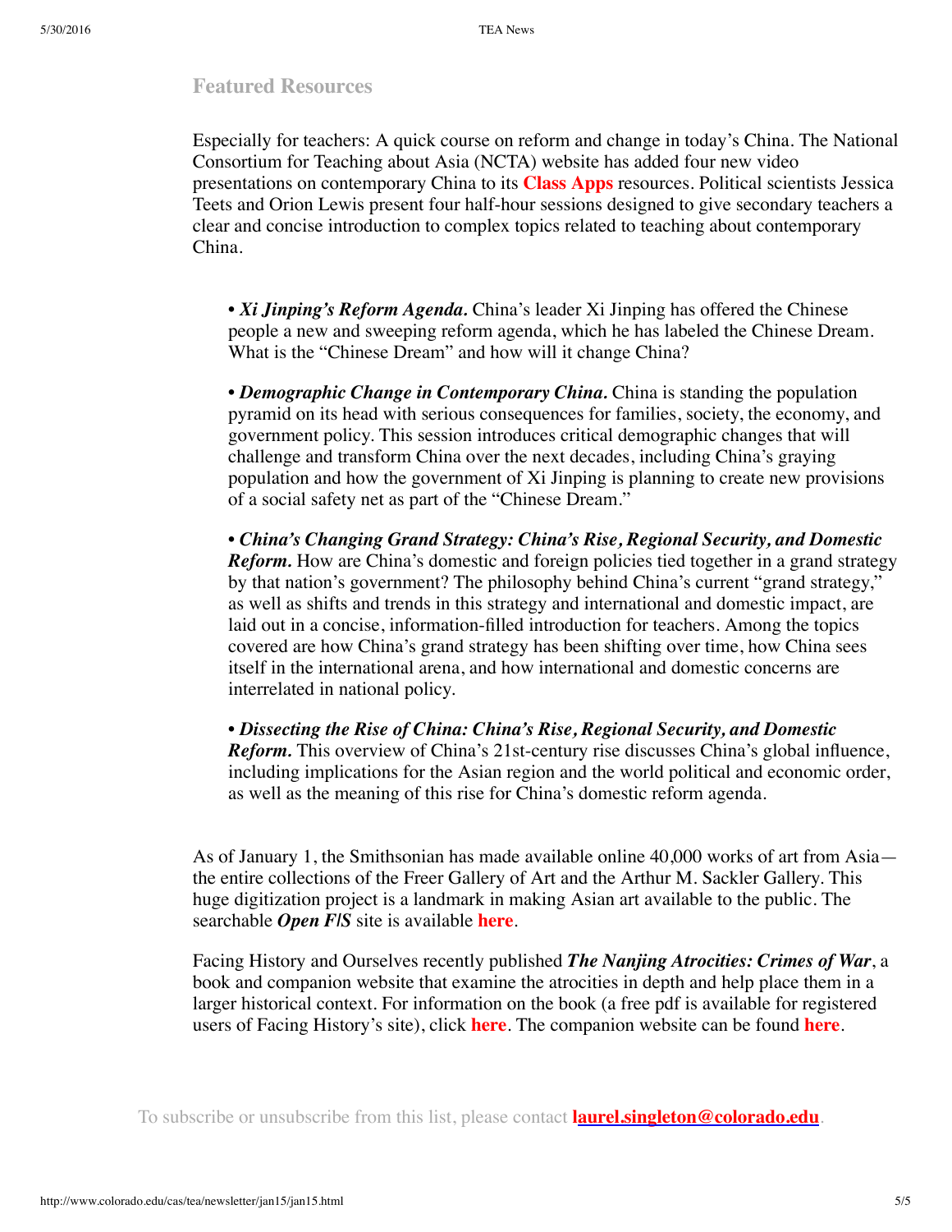## Featured Resources

Especially for teachers: A quick course on reform and change in today's China. The National Consortium for Teaching about Asia (NCTA) website has added four new video presentations on contemporary China to its **Class Apps** resources. Political scientists Jessica Teets and Orion Lewis present four half-hour sessions designed to give secondary teachers a clear and concise introduction to complex topics related to teaching about contemporary China.

- ***Xi Jinping's Reform Agenda.*** China's leader Xi Jinping has offered the Chinese people a new and sweeping reform agenda, which he has labeled the Chinese Dream. What is the "Chinese Dream" and how will it change China?

- ***Demographic Change in Contemporary China.*** China is standing the population pyramid on its head with serious consequences for families, society, the economy, and government policy. This session introduces critical demographic changes that will challenge and transform China over the next decades, including China's graying population and how the government of Xi Jinping is planning to create new provisions of a social safety net as part of the "Chinese Dream."

- ***China's Changing Grand Strategy: China's Rise, Regional Security, and Domestic Reform.*** How are China's domestic and foreign policies tied together in a grand strategy by that nation's government? The philosophy behind China's current "grand strategy," as well as shifts and trends in this strategy and international and domestic impact, are laid out in a concise, information-filled introduction for teachers. Among the topics covered are how China's grand strategy has been shifting over time, how China sees itself in the international arena, and how international and domestic concerns are interrelated in national policy.

- ***Dissecting the Rise of China: China's Rise, Regional Security, and Domestic Reform.*** This overview of China's 21st-century rise discusses China's global influence, including implications for the Asian region and the world political and economic order, as well as the meaning of this rise for China's domestic reform agenda.

As of January 1, the Smithsonian has made available online 40,000 works of art from Asia—the entire collections of the Freer Gallery of Art and the Arthur M. Sackler Gallery. This huge digitization project is a landmark in making Asian art available to the public. The searchable ***Open F|S*** site is available **here**.

Facing History and Ourselves recently published ***The Nanjing Atrocities: Crimes of War***, a book and companion website that examine the atrocities in depth and help place them in a larger historical context. For information on the book (a free pdf is available for registered users of Facing History's site), click **here**. The companion website can be found **here**.

To subscribe or unsubscribe from this list, please contact **laurel.singleton@colorado.edu**.